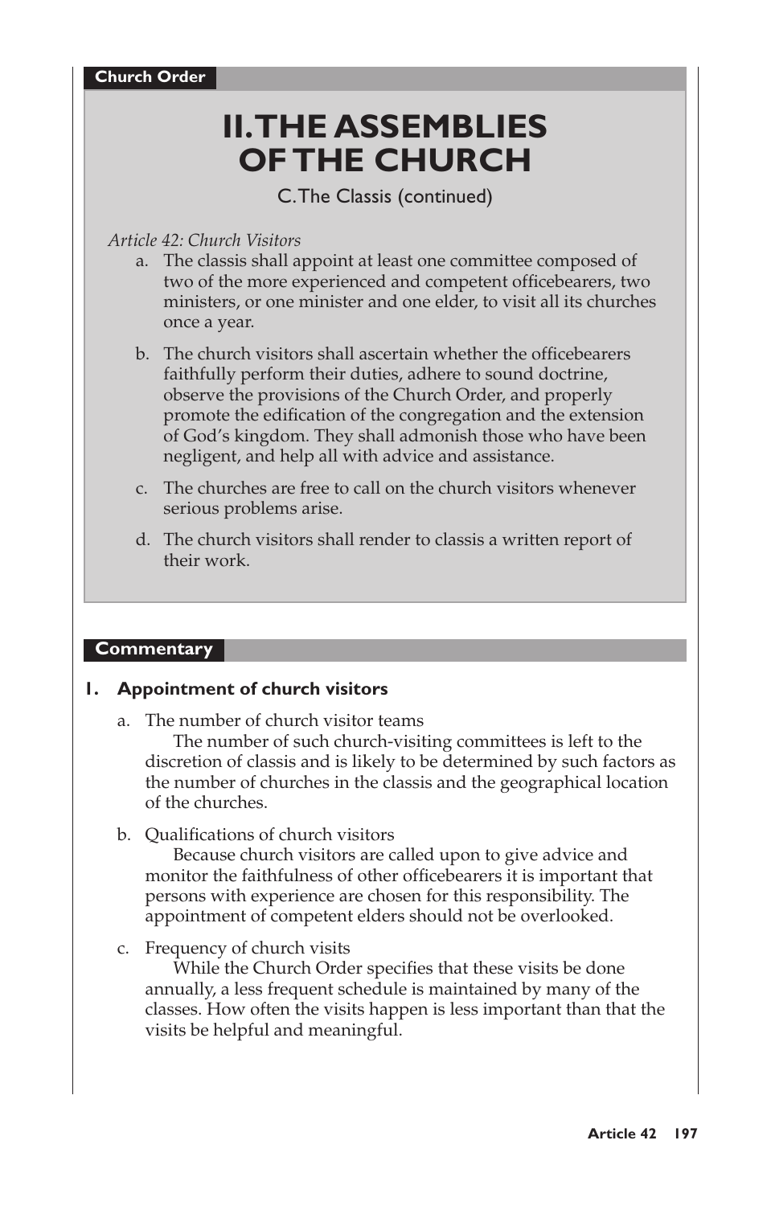**Church Order**

# II. THE ASSEMBLIES OF THE CHURCH

C. The Classis (continued)

*Article 42: Church Visitors*

a. The classis shall appoint at least one committee composed of two of the more experienced and competent officebearers, two ministers, or one minister and one elder, to visit all its churches once a year.

b. The church visitors shall ascertain whether the officebearers faithfully perform their duties, adhere to sound doctrine, observe the provisions of the Church Order, and properly promote the edification of the congregation and the extension of God's kingdom. They shall admonish those who have been negligent, and help all with advice and assistance.

c. The churches are free to call on the church visitors whenever serious problems arise.

d. The church visitors shall render to classis a written report of their work.

## Commentary

### 1. Appointment of church visitors

a. The number of church visitor teams

The number of such church-visiting committees is left to the discretion of classis and is likely to be determined by such factors as the number of churches in the classis and the geographical location of the churches.

b. Qualifications of church visitors

Because church visitors are called upon to give advice and monitor the faithfulness of other officebearers it is important that persons with experience are chosen for this responsibility. The appointment of competent elders should not be overlooked.

c. Frequency of church visits

While the Church Order specifies that these visits be done annually, a less frequent schedule is maintained by many of the classes. How often the visits happen is less important than that the visits be helpful and meaningful.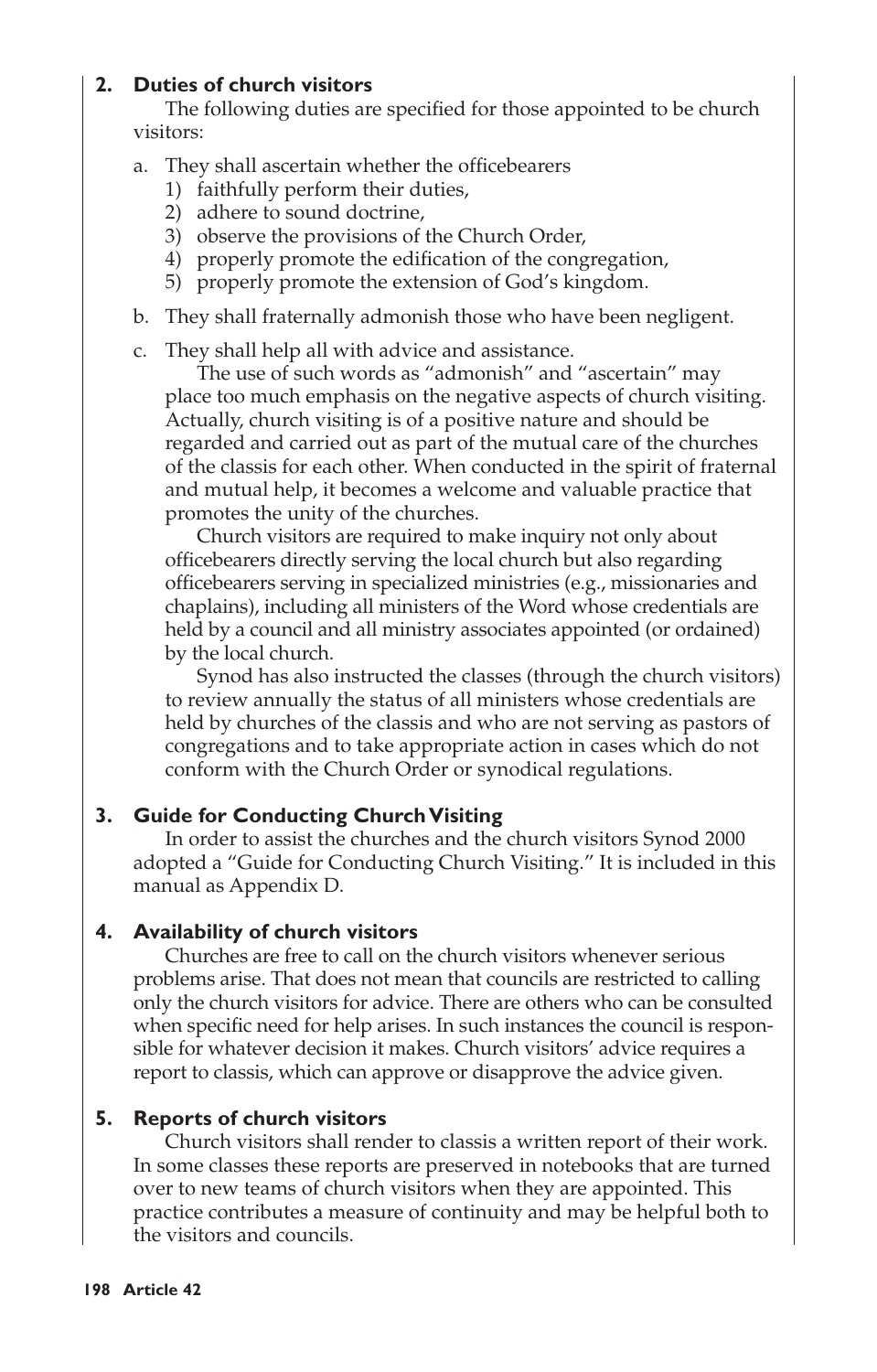### 2. Duties of church visitors

The following duties are specified for those appointed to be church visitors:

a. They shall ascertain whether the officebearers
   1) faithfully perform their duties,
   2) adhere to sound doctrine,
   3) observe the provisions of the Church Order,
   4) properly promote the edification of the congregation,
   5) properly promote the extension of God's kingdom.

b. They shall fraternally admonish those who have been negligent.

c. They shall help all with advice and assistance.

   The use of such words as "admonish" and "ascertain" may place too much emphasis on the negative aspects of church visiting. Actually, church visiting is of a positive nature and should be regarded and carried out as part of the mutual care of the churches of the classis for each other. When conducted in the spirit of fraternal and mutual help, it becomes a welcome and valuable practice that promotes the unity of the churches.

   Church visitors are required to make inquiry not only about officebearers directly serving the local church but also regarding officebearers serving in specialized ministries (e.g., missionaries and chaplains), including all ministers of the Word whose credentials are held by a council and all ministry associates appointed (or ordained) by the local church.

   Synod has also instructed the classes (through the church visitors) to review annually the status of all ministers whose credentials are held by churches of the classis and who are not serving as pastors of congregations and to take appropriate action in cases which do not conform with the Church Order or synodical regulations.

### 3. Guide for Conducting Church Visiting

In order to assist the churches and the church visitors Synod 2000 adopted a "Guide for Conducting Church Visiting." It is included in this manual as Appendix D.

### 4. Availability of church visitors

Churches are free to call on the church visitors whenever serious problems arise. That does not mean that councils are restricted to calling only the church visitors for advice. There are others who can be consulted when specific need for help arises. In such instances the council is responsible for whatever decision it makes. Church visitors' advice requires a report to classis, which can approve or disapprove the advice given.

### 5. Reports of church visitors

Church visitors shall render to classis a written report of their work. In some classes these reports are preserved in notebooks that are turned over to new teams of church visitors when they are appointed. This practice contributes a measure of continuity and may be helpful both to the visitors and councils.